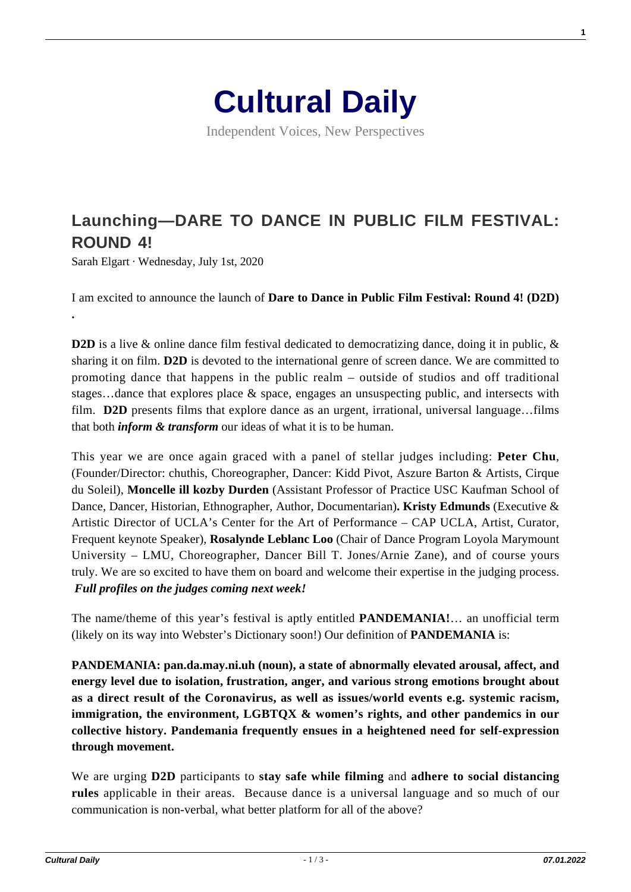# Cultural Daily

Independent Voices, New Perspectives

## Launching—DARE TO DANCE IN PUBLIC FILM FESTIVAL: ROUND 4!

Sarah Elgart · Wednesday, July 1st, 2020

I am excited to announce the launch of **Dare to Dance in Public Film Festival: Round 4! (D2D)**.

**D2D** is a live & online dance film festival dedicated to democratizing dance, doing it in public, & sharing it on film. **D2D** is devoted to the international genre of screen dance. We are committed to promoting dance that happens in the public realm – outside of studios and off traditional stages…dance that explores place & space, engages an unsuspecting public, and intersects with film. **D2D** presents films that explore dance as an urgent, irrational, universal language…films that both ***inform & transform*** our ideas of what it is to be human.

This year we are once again graced with a panel of stellar judges including: **Peter Chu**, (Founder/Director: chuthis, Choreographer, Dancer: Kidd Pivot, Aszure Barton & Artists, Cirque du Soleil), **Moncelle ill kozby Durden** (Assistant Professor of Practice USC Kaufman School of Dance, Dancer, Historian, Ethnographer, Author, Documentarian)**. Kristy Edmunds** (Executive & Artistic Director of UCLA's Center for the Art of Performance – CAP UCLA, Artist, Curator, Frequent keynote Speaker), **Rosalynde Leblanc Loo** (Chair of Dance Program Loyola Marymount University – LMU, Choreographer, Dancer Bill T. Jones/Arnie Zane), and of course yours truly. We are so excited to have them on board and welcome their expertise in the judging process. ***Full profiles on the judges coming next week!***

The name/theme of this year's festival is aptly entitled **PANDEMANIA!**… an unofficial term (likely on its way into Webster's Dictionary soon!) Our definition of **PANDEMANIA** is:

**PANDEMANIA: pan.da.may.ni.uh (noun), a state of abnormally elevated arousal, affect, and energy level due to isolation, frustration, anger, and various strong emotions brought about as a direct result of the Coronavirus, as well as issues/world events e.g. systemic racism, immigration, the environment, LGBTQX & women's rights, and other pandemics in our collective history. Pandemania frequently ensues in a heightened need for self-expression through movement.**

We are urging **D2D** participants to **stay safe while filming** and **adhere to social distancing rules** applicable in their areas. Because dance is a universal language and so much of our communication is non-verbal, what better platform for all of the above?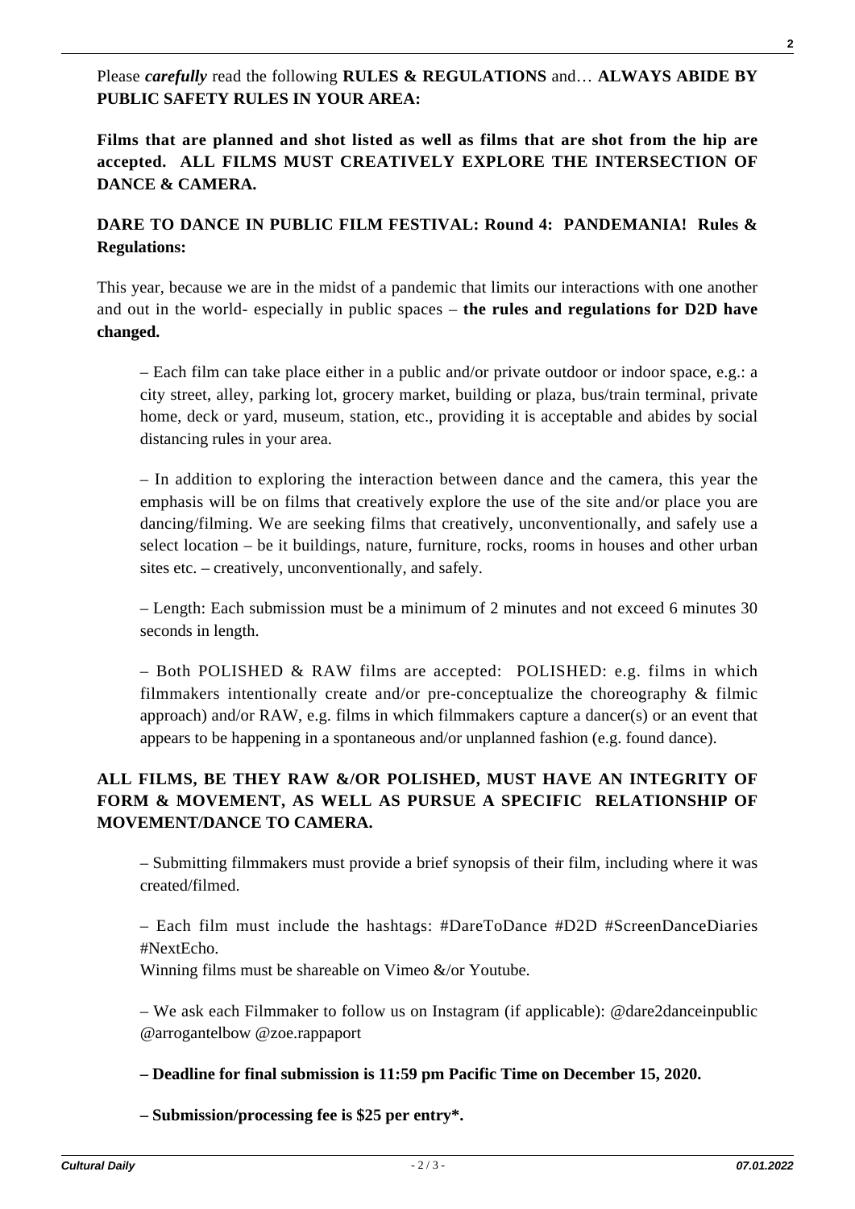Please ***carefully*** read the following **RULES & REGULATIONS** and… **ALWAYS ABIDE BY PUBLIC SAFETY RULES IN YOUR AREA:**

**Films that are planned and shot listed as well as films that are shot from the hip are accepted. ALL FILMS MUST CREATIVELY EXPLORE THE INTERSECTION OF DANCE & CAMERA.**

**DARE TO DANCE IN PUBLIC FILM FESTIVAL: Round 4: PANDEMANIA! Rules & Regulations:**

This year, because we are in the midst of a pandemic that limits our interactions with one another and out in the world- especially in public spaces – **the rules and regulations for D2D have changed.**

> – Each film can take place either in a public and/or private outdoor or indoor space, e.g.: a city street, alley, parking lot, grocery market, building or plaza, bus/train terminal, private home, deck or yard, museum, station, etc., providing it is acceptable and abides by social distancing rules in your area.
>
> – In addition to exploring the interaction between dance and the camera, this year the emphasis will be on films that creatively explore the use of the site and/or place you are dancing/filming. We are seeking films that creatively, unconventionally, and safely use a select location – be it buildings, nature, furniture, rocks, rooms in houses and other urban sites etc. – creatively, unconventionally, and safely.
>
> – Length: Each submission must be a minimum of 2 minutes and not exceed 6 minutes 30 seconds in length.
>
> – Both POLISHED & RAW films are accepted: POLISHED: e.g. films in which filmmakers intentionally create and/or pre-conceptualize the choreography & filmic approach) and/or RAW, e.g. films in which filmmakers capture a dancer(s) or an event that appears to be happening in a spontaneous and/or unplanned fashion (e.g. found dance).

**ALL FILMS, BE THEY RAW &/OR POLISHED, MUST HAVE AN INTEGRITY OF FORM & MOVEMENT, AS WELL AS PURSUE A SPECIFIC RELATIONSHIP OF MOVEMENT/DANCE TO CAMERA.**

> – Submitting filmmakers must provide a brief synopsis of their film, including where it was created/filmed.
>
> – Each film must include the hashtags: #DareToDance #D2D #ScreenDanceDiaries #NextEcho.
> Winning films must be shareable on Vimeo &/or Youtube.
>
> – We ask each Filmmaker to follow us on Instagram (if applicable): @dare2danceinpublic @arrogantelbow @zoe.rappaport
>
> **– Deadline for final submission is 11:59 pm Pacific Time on December 15, 2020.**
>
> **– Submission/processing fee is $25 per entry*.**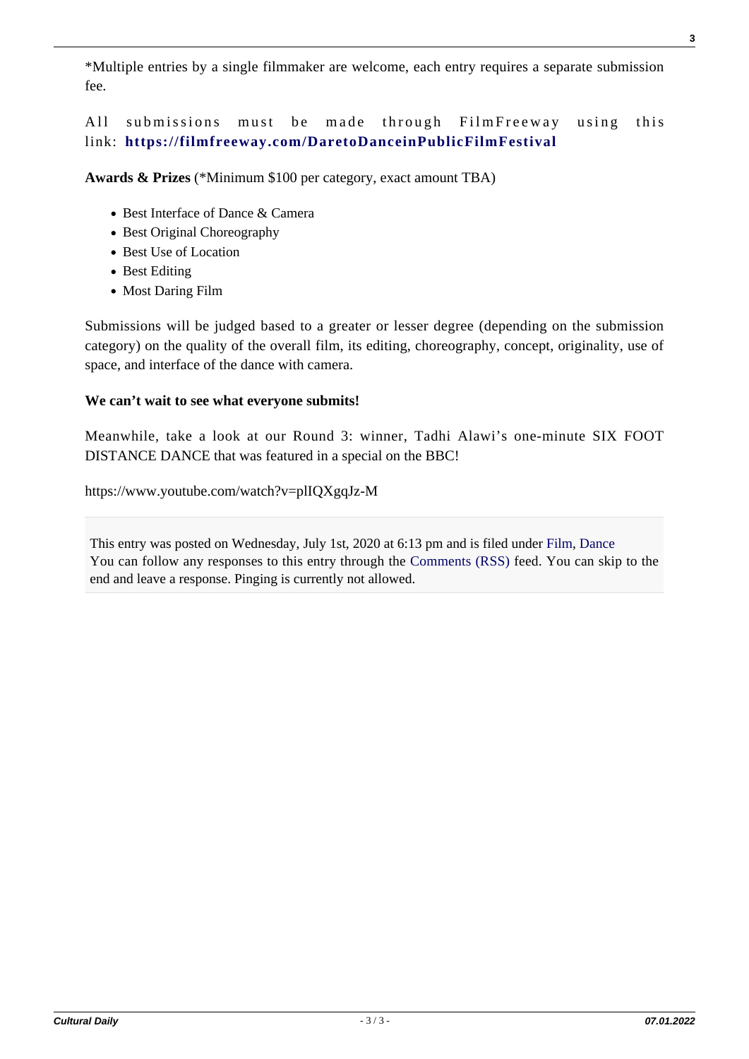*Multiple entries by a single filmmaker are welcome, each entry requires a separate submission fee.

All submissions must be made through FilmFreeway using this link: **https://filmfreeway.com/DaretoDanceinPublicFilmFestival**

**Awards & Prizes** (*Minimum $100 per category, exact amount TBA)

- Best Interface of Dance & Camera
- Best Original Choreography
- Best Use of Location
- Best Editing
- Most Daring Film

Submissions will be judged based to a greater or lesser degree (depending on the submission category) on the quality of the overall film, its editing, choreography, concept, originality, use of space, and interface of the dance with camera.

**We can't wait to see what everyone submits!**

Meanwhile, take a look at our Round 3: winner, Tadhi Alawi's one-minute SIX FOOT DISTANCE DANCE that was featured in a special on the BBC!

https://www.youtube.com/watch?v=plIQXgqJz-M

This entry was posted on Wednesday, July 1st, 2020 at 6:13 pm and is filed under Film, Dance
You can follow any responses to this entry through the Comments (RSS) feed. You can skip to the end and leave a response. Pinging is currently not allowed.